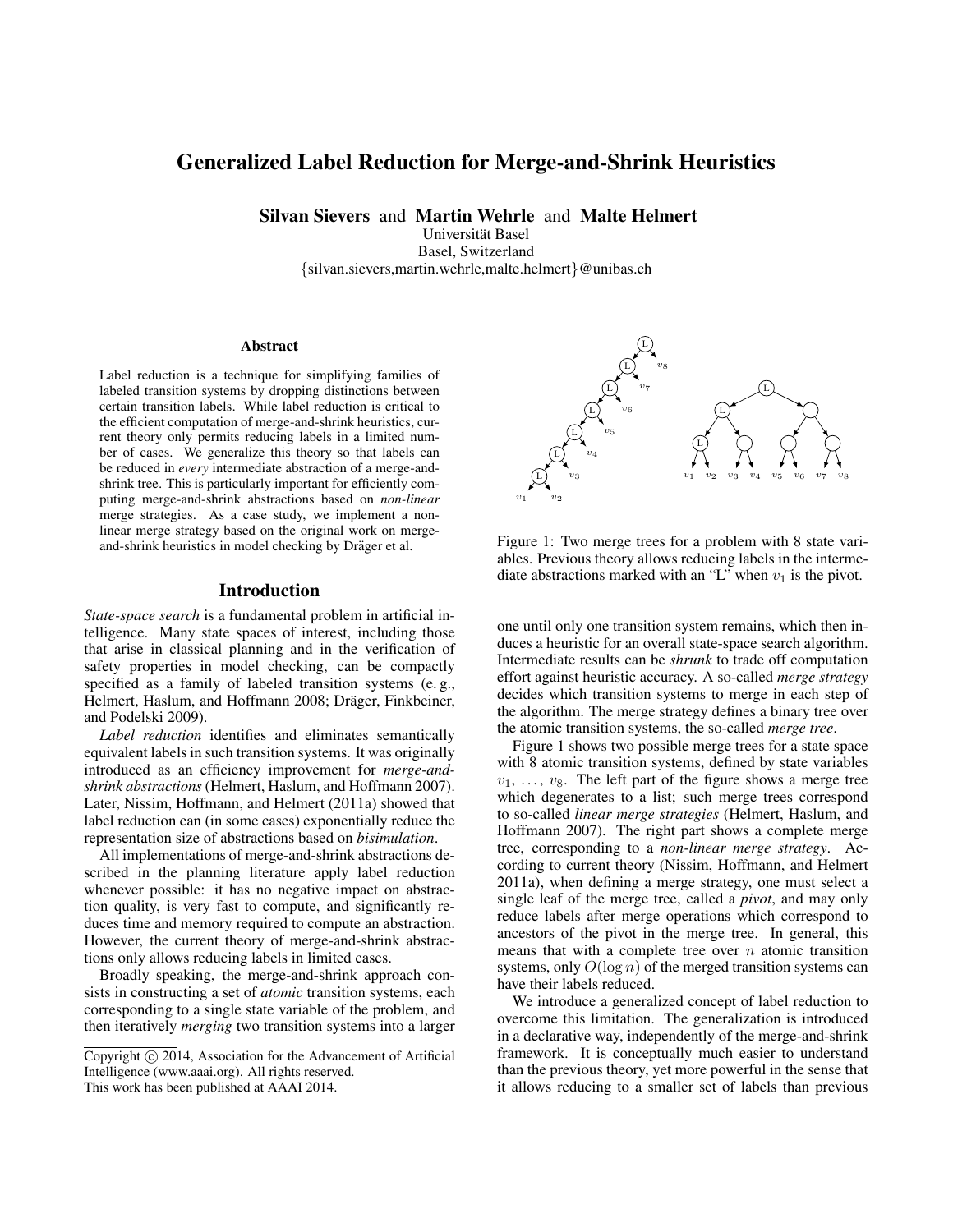# Generalized Label Reduction for Merge-and-Shrink Heuristics

**Silvan Sievers** and **Martin Wehrle** and **Malte Helmert**

Universität Basel
Basel, Switzerland
{silvan.sievers,martin.wehrle,malte.helmert}@unibas.ch

### Abstract

Label reduction is a technique for simplifying families of labeled transition systems by dropping distinctions between certain transition labels. While label reduction is critical to the efficient computation of merge-and-shrink heuristics, current theory only permits reducing labels in a limited number of cases. We generalize this theory so that labels can be reduced in *every* intermediate abstraction of a merge-and-shrink tree. This is particularly important for efficiently computing merge-and-shrink abstractions based on *non-linear* merge strategies. As a case study, we implement a non-linear merge strategy based on the original work on merge-and-shrink heuristics in model checking by Dräger et al.

## Introduction

*State-space search* is a fundamental problem in artificial intelligence. Many state spaces of interest, including those that arise in classical planning and in the verification of safety properties in model checking, can be compactly specified as a family of labeled transition systems (e. g., Helmert, Haslum, and Hoffmann 2008; Dräger, Finkbeiner, and Podelski 2009).

*Label reduction* identifies and eliminates semantically equivalent labels in such transition systems. It was originally introduced as an efficiency improvement for *merge-and-shrink abstractions* (Helmert, Haslum, and Hoffmann 2007). Later, Nissim, Hoffmann, and Helmert (2011a) showed that label reduction can (in some cases) exponentially reduce the representation size of abstractions based on *bisimulation*.

All implementations of merge-and-shrink abstractions described in the planning literature apply label reduction whenever possible: it has no negative impact on abstraction quality, is very fast to compute, and significantly reduces time and memory required to compute an abstraction. However, the current theory of merge-and-shrink abstractions only allows reducing labels in limited cases.

Broadly speaking, the merge-and-shrink approach consists in constructing a set of *atomic* transition systems, each corresponding to a single state variable of the problem, and then iteratively *merging* two transition systems into a larger one until only one transition system remains, which then induces a heuristic for an overall state-space search algorithm. Intermediate results can be *shrunk* to trade off computation effort against heuristic accuracy. A so-called *merge strategy* decides which transition systems to merge in each step of the algorithm. The merge strategy defines a binary tree over the atomic transition systems, the so-called *merge tree*.

Figure 1: Two merge trees for a problem with 8 state variables. Previous theory allows reducing labels in the intermediate abstractions marked with an "L" when $v_1$ is the pivot.

Figure 1 shows two possible merge trees for a state space with 8 atomic transition systems, defined by state variables $v_1, \ldots, v_8$. The left part of the figure shows a merge tree which degenerates to a list; such merge trees correspond to so-called *linear merge strategies* (Helmert, Haslum, and Hoffmann 2007). The right part shows a complete merge tree, corresponding to a *non-linear merge strategy*. According to current theory (Nissim, Hoffmann, and Helmert 2011a), when defining a merge strategy, one must select a single leaf of the merge tree, called a *pivot*, and may only reduce labels after merge operations which correspond to ancestors of the pivot in the merge tree. In general, this means that with a complete tree over $n$ atomic transition systems, only $O(\log n)$ of the merged transition systems can have their labels reduced.

We introduce a generalized concept of label reduction to overcome this limitation. The generalization is introduced in a declarative way, independently of the merge-and-shrink framework. It is conceptually much easier to understand than the previous theory, yet more powerful in the sense that it allows reducing to a smaller set of labels than previous

Copyright © 2014, Association for the Advancement of Artificial Intelligence (www.aaai.org). All rights reserved.
This work has been published at AAAI 2014.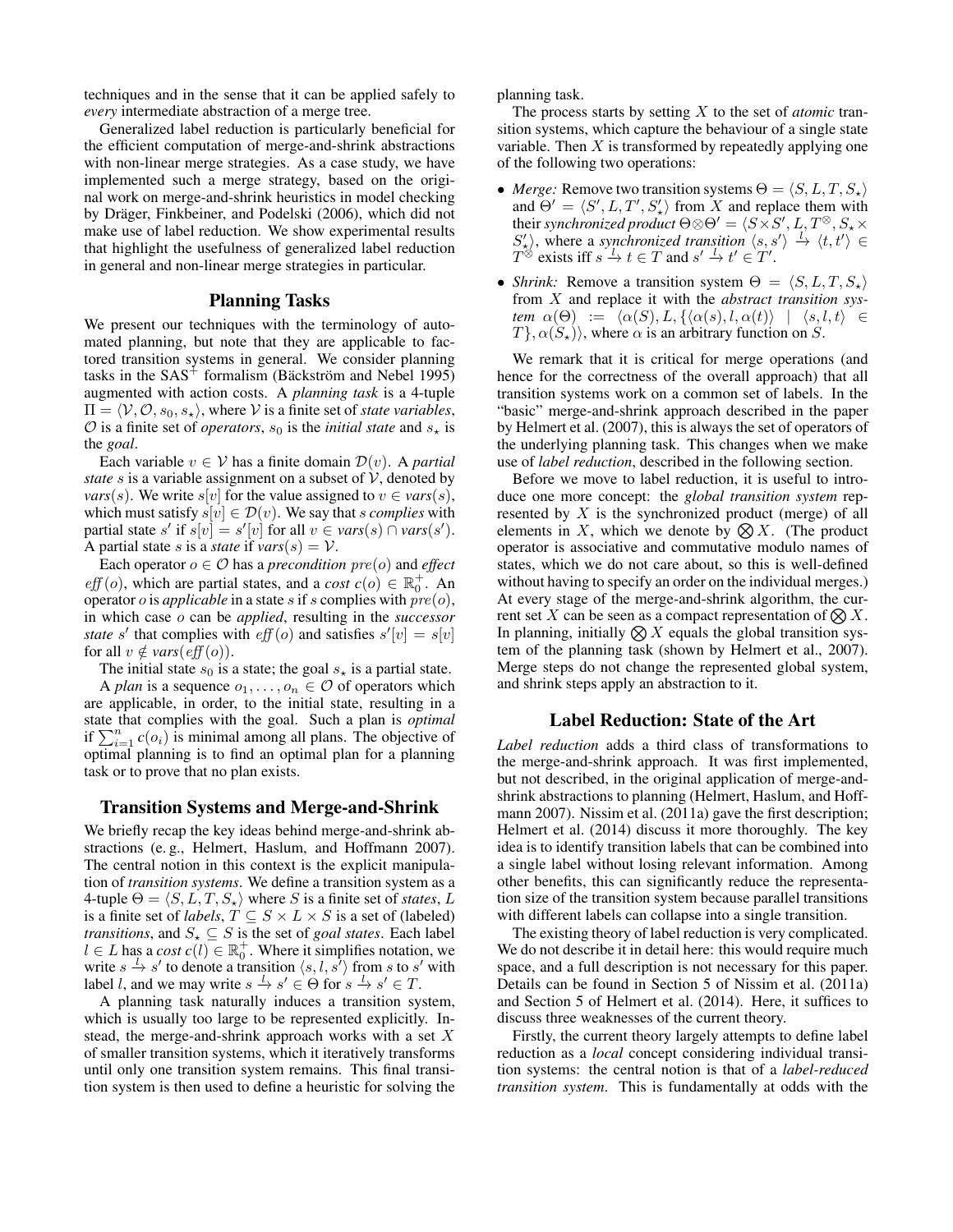techniques and in the sense that it can be applied safely to *every* intermediate abstraction of a merge tree.

Generalized label reduction is particularly beneficial for the efficient computation of merge-and-shrink abstractions with non-linear merge strategies. As a case study, we have implemented such a merge strategy, based on the original work on merge-and-shrink heuristics in model checking by Dräger, Finkbeiner, and Podelski (2006), which did not make use of label reduction. We show experimental results that highlight the usefulness of generalized label reduction in general and non-linear merge strategies in particular.

## Planning Tasks

We present our techniques with the terminology of automated planning, but note that they are applicable to factored transition systems in general. We consider planning tasks in the SAS$^+$ formalism (Bäckström and Nebel 1995) augmented with action costs. A *planning task* is a 4-tuple $\Pi = \langle \mathcal{V}, \mathcal{O}, s_0, s_\star \rangle$, where $\mathcal{V}$ is a finite set of *state variables*, $\mathcal{O}$ is a finite set of *operators*, $s_0$ is the *initial state* and $s_\star$ is the *goal*.

Each variable $v \in \mathcal{V}$ has a finite domain $\mathcal{D}(v)$. A *partial state* $s$ is a variable assignment on a subset of $\mathcal{V}$, denoted by $vars(s)$. We write $s[v]$ for the value assigned to $v \in vars(s)$, which must satisfy $s[v] \in \mathcal{D}(v)$. We say that $s$ *complies* with partial state $s'$ if $s[v] = s'[v]$ for all $v \in vars(s) \cap vars(s')$. A partial state $s$ is a *state* if $vars(s) = \mathcal{V}$.

Each operator $o \in \mathcal{O}$ has a *precondition* $pre(o)$ and *effect* $eff(o)$, which are partial states, and a *cost* $c(o) \in \mathbb{R}_0^+$. An operator $o$ is *applicable* in a state $s$ if $s$ complies with $pre(o)$, in which case $o$ can be *applied*, resulting in the *successor state* $s'$ that complies with $eff(o)$ and satisfies $s'[v] = s[v]$ for all $v \notin vars(eff(o))$.

The initial state $s_0$ is a state; the goal $s_\star$ is a partial state.

A *plan* is a sequence $o_1, \ldots, o_n \in \mathcal{O}$ of operators which are applicable, in order, to the initial state, resulting in a state that complies with the goal. Such a plan is *optimal* if $\sum_{i=1}^{n} c(o_i)$ is minimal among all plans. The objective of optimal planning is to find an optimal plan for a planning task or to prove that no plan exists.

## Transition Systems and Merge-and-Shrink

We briefly recap the key ideas behind merge-and-shrink abstractions (e. g., Helmert, Haslum, and Hoffmann 2007). The central notion in this context is the explicit manipulation of *transition systems*. We define a transition system as a 4-tuple $\Theta = \langle S, L, T, S_\star \rangle$ where $S$ is a finite set of *states*, $L$ is a finite set of *labels*, $T \subseteq S \times L \times S$ is a set of (labeled) *transitions*, and $S_\star \subseteq S$ is the set of *goal states*. Each label $l \in L$ has a *cost* $c(l) \in \mathbb{R}_0^+$. Where it simplifies notation, we write $s \xrightarrow{l} s'$ to denote a transition $\langle s, l, s' \rangle$ from $s$ to $s'$ with label $l$, and we may write $s \xrightarrow{l} s' \in \Theta$ for $s \xrightarrow{l} s' \in T$.

A planning task naturally induces a transition system, which is usually too large to be represented explicitly. Instead, the merge-and-shrink approach works with a set $X$ of smaller transition systems, which it iteratively transforms until only one transition system remains. This final transition system is then used to define a heuristic for solving the planning task.

The process starts by setting $X$ to the set of *atomic* transition systems, which capture the behaviour of a single state variable. Then $X$ is transformed by repeatedly applying one of the following two operations:

- *Merge:* Remove two transition systems $\Theta = \langle S, L, T, S_\star \rangle$ and $\Theta' = \langle S', L, T', S'_\star \rangle$ from $X$ and replace them with their *synchronized product* $\Theta \otimes \Theta' = \langle S \times S', L, T^\otimes, S_\star \times S'_\star \rangle$, where a *synchronized transition* $\langle s, s' \rangle \xrightarrow{l} \langle t, t' \rangle \in T^\otimes$ exists iff $s \xrightarrow{l} t \in T$ and $s' \xrightarrow{l} t' \in T'$.
- *Shrink:* Remove a transition system $\Theta = \langle S, L, T, S_\star \rangle$ from $X$ and replace it with the *abstract transition system* $\alpha(\Theta) := \langle \alpha(S), L, \{\langle \alpha(s), l, \alpha(t) \rangle \mid \langle s, l, t \rangle \in T\}, \alpha(S_\star) \rangle$, where $\alpha$ is an arbitrary function on $S$.

We remark that it is critical for merge operations (and hence for the correctness of the overall approach) that all transition systems work on a common set of labels. In the "basic" merge-and-shrink approach described in the paper by Helmert et al. (2007), this is always the set of operators of the underlying planning task. This changes when we make use of *label reduction*, described in the following section.

Before we move to label reduction, it is useful to introduce one more concept: the *global transition system* represented by $X$ is the synchronized product (merge) of all elements in $X$, which we denote by $\bigotimes X$. (The product operator is associative and commutative modulo names of states, which we do not care about, so this is well-defined without having to specify an order on the individual merges.) At every stage of the merge-and-shrink algorithm, the current set $X$ can be seen as a compact representation of $\bigotimes X$. In planning, initially $\bigotimes X$ equals the global transition system of the planning task (shown by Helmert et al., 2007). Merge steps do not change the represented global system, and shrink steps apply an abstraction to it.

## Label Reduction: State of the Art

*Label reduction* adds a third class of transformations to the merge-and-shrink approach. It was first implemented, but not described, in the original application of merge-and-shrink abstractions to planning (Helmert, Haslum, and Hoffmann 2007). Nissim et al. (2011a) gave the first description; Helmert et al. (2014) discuss it more thoroughly. The key idea is to identify transition labels that can be combined into a single label without losing relevant information. Among other benefits, this can significantly reduce the representation size of the transition system because parallel transitions with different labels can collapse into a single transition.

The existing theory of label reduction is very complicated. We do not describe it in detail here: this would require much space, and a full description is not necessary for this paper. Details can be found in Section 5 of Nissim et al. (2011a) and Section 5 of Helmert et al. (2014). Here, it suffices to discuss three weaknesses of the current theory.

Firstly, the current theory largely attempts to define label reduction as a *local* concept considering individual transition systems: the central notion is that of a *label-reduced transition system*. This is fundamentally at odds with the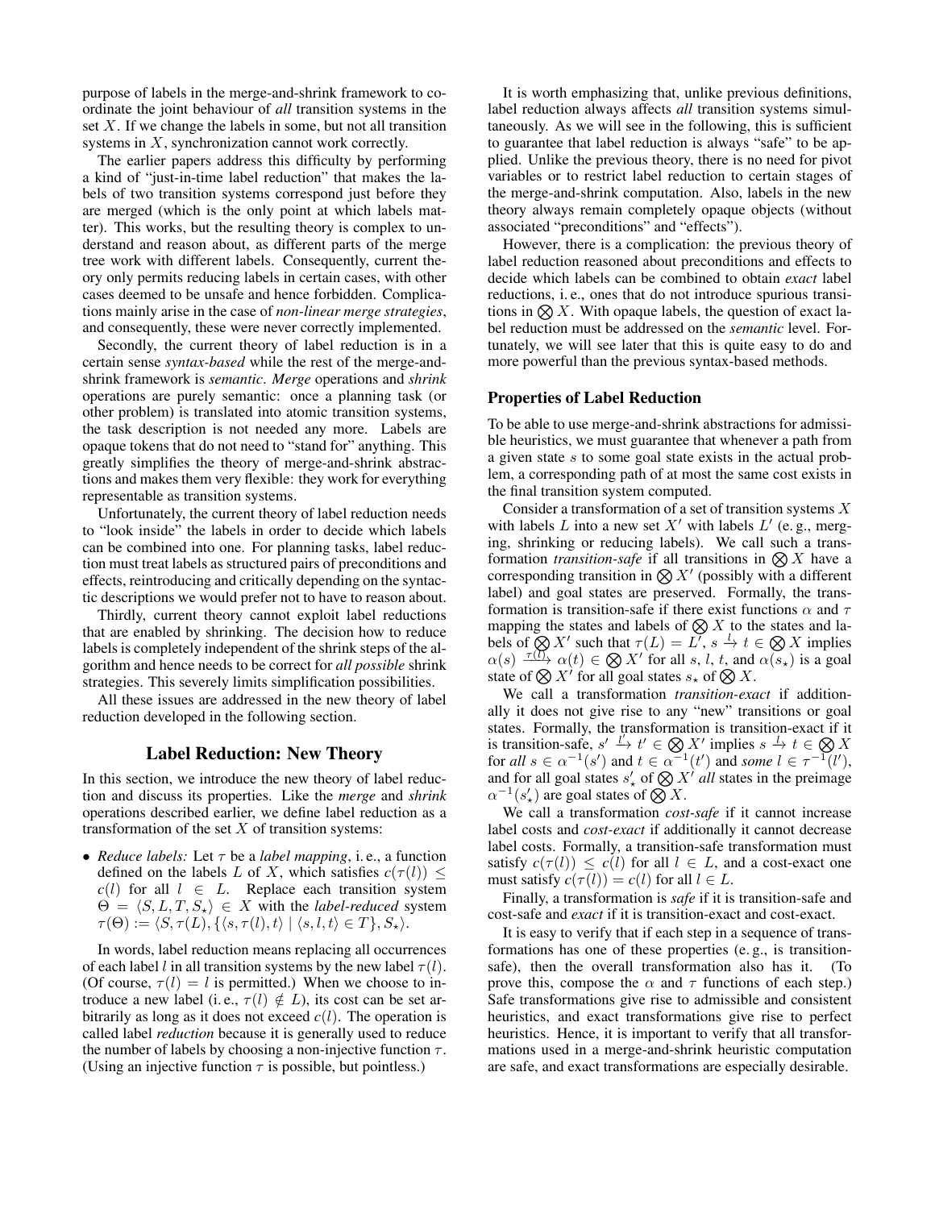purpose of labels in the merge-and-shrink framework to coordinate the joint behaviour of *all* transition systems in the set $X$. If we change the labels in some, but not all transition systems in $X$, synchronization cannot work correctly.

The earlier papers address this difficulty by performing a kind of "just-in-time label reduction" that makes the labels of two transition systems correspond just before they are merged (which is the only point at which labels matter). This works, but the resulting theory is complex to understand and reason about, as different parts of the merge tree work with different labels. Consequently, current theory only permits reducing labels in certain cases, with other cases deemed to be unsafe and hence forbidden. Complications mainly arise in the case of *non-linear merge strategies*, and consequently, these were never correctly implemented.

Secondly, the current theory of label reduction is in a certain sense *syntax-based* while the rest of the merge-and-shrink framework is *semantic*. *Merge* operations and *shrink* operations are purely semantic: once a planning task (or other problem) is translated into atomic transition systems, the task description is not needed any more. Labels are opaque tokens that do not need to "stand for" anything. This greatly simplifies the theory of merge-and-shrink abstractions and makes them very flexible: they work for everything representable as transition systems.

Unfortunately, the current theory of label reduction needs to "look inside" the labels in order to decide which labels can be combined into one. For planning tasks, label reduction must treat labels as structured pairs of preconditions and effects, reintroducing and critically depending on the syntactic descriptions we would prefer not to have to reason about.

Thirdly, current theory cannot exploit label reductions that are enabled by shrinking. The decision how to reduce labels is completely independent of the shrink steps of the algorithm and hence needs to be correct for *all possible* shrink strategies. This severely limits simplification possibilities.

All these issues are addressed in the new theory of label reduction developed in the following section.

## Label Reduction: New Theory

In this section, we introduce the new theory of label reduction and discuss its properties. Like the *merge* and *shrink* operations described earlier, we define label reduction as a transformation of the set $X$ of transition systems:

- *Reduce labels:* Let $\tau$ be a *label mapping*, i. e., a function defined on the labels $L$ of $X$, which satisfies $c(\tau(l)) \leq c(l)$ for all $l \in L$. Replace each transition system $\Theta = \langle S, L, T, S_\star \rangle \in X$ with the *label-reduced* system $\tau(\Theta) := \langle S, \tau(L), \{\langle s, \tau(l), t \rangle \mid \langle s, l, t \rangle \in T\}, S_\star \rangle$.

In words, label reduction means replacing all occurrences of each label $l$ in all transition systems by the new label $\tau(l)$. (Of course, $\tau(l) = l$ is permitted.) When we choose to introduce a new label (i. e., $\tau(l) \notin L$), its cost can be set arbitrarily as long as it does not exceed $c(l)$. The operation is called label *reduction* because it is generally used to reduce the number of labels by choosing a non-injective function $\tau$. (Using an injective function $\tau$ is possible, but pointless.)

It is worth emphasizing that, unlike previous definitions, label reduction always affects *all* transition systems simultaneously. As we will see in the following, this is sufficient to guarantee that label reduction is always "safe" to be applied. Unlike the previous theory, there is no need for pivot variables or to restrict label reduction to certain stages of the merge-and-shrink computation. Also, labels in the new theory always remain completely opaque objects (without associated "preconditions" and "effects").

However, there is a complication: the previous theory of label reduction reasoned about preconditions and effects to decide which labels can be combined to obtain *exact* label reductions, i. e., ones that do not introduce spurious transitions in $\bigotimes X$. With opaque labels, the question of exact label reduction must be addressed on the *semantic* level. Fortunately, we will see later that this is quite easy to do and more powerful than the previous syntax-based methods.

### Properties of Label Reduction

To be able to use merge-and-shrink abstractions for admissible heuristics, we must guarantee that whenever a path from a given state $s$ to some goal state exists in the actual problem, a corresponding path of at most the same cost exists in the final transition system computed.

Consider a transformation of a set of transition systems $X$ with labels $L$ into a new set $X'$ with labels $L'$ (e. g., merging, shrinking or reducing labels). We call such a transformation *transition-safe* if all transitions in $\bigotimes X$ have a corresponding transition in $\bigotimes X'$ (possibly with a different label) and goal states are preserved. Formally, the transformation is transition-safe if there exist functions $\alpha$ and $\tau$ mapping the states and labels of $\bigotimes X$ to the states and labels of $\bigotimes X'$ such that $\tau(L) = L'$, $s \xrightarrow{l} t \in \bigotimes X$ implies $\alpha(s) \xrightarrow{\tau(l)} \alpha(t) \in \bigotimes X'$ for all $s$, $l$, $t$, and $\alpha(s_\star)$ is a goal state of $\bigotimes X'$ for all goal states $s_\star$ of $\bigotimes X$.

We call a transformation *transition-exact* if additionally it does not give rise to any "new" transitions or goal states. Formally, the transformation is transition-exact if it is transition-safe, $s' \xrightarrow{l'} t' \in \bigotimes X'$ implies $s \xrightarrow{l} t \in \bigotimes X$ for *all* $s \in \alpha^{-1}(s')$ and $t \in \alpha^{-1}(t')$ and *some* $l \in \tau^{-1}(l')$, and for all goal states $s'_\star$ of $\bigotimes X'$ *all* states in the preimage $\alpha^{-1}(s'_\star)$ are goal states of $\bigotimes X$.

We call a transformation *cost-safe* if it cannot increase label costs and *cost-exact* if additionally it cannot decrease label costs. Formally, a transition-safe transformation must satisfy $c(\tau(l)) \leq c(l)$ for all $l \in L$, and a cost-exact one must satisfy $c(\tau(l)) = c(l)$ for all $l \in L$.

Finally, a transformation is *safe* if it is transition-safe and cost-safe and *exact* if it is transition-exact and cost-exact.

It is easy to verify that if each step in a sequence of transformations has one of these properties (e. g., is transition-safe), then the overall transformation also has it. (To prove this, compose the $\alpha$ and $\tau$ functions of each step.) Safe transformations give rise to admissible and consistent heuristics, and exact transformations give rise to perfect heuristics. Hence, it is important to verify that all transformations used in a merge-and-shrink heuristic computation are safe, and exact transformations are especially desirable.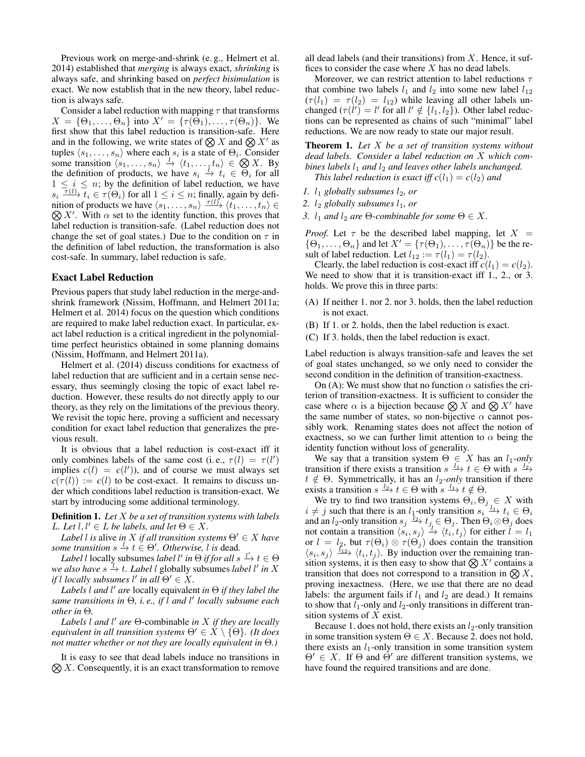Previous work on merge-and-shrink (e. g., Helmert et al. 2014) established that *merging* is always exact, *shrinking* is always safe, and shrinking based on *perfect bisimulation* is exact. We now establish that in the new theory, label reduction is always safe.

Consider a label reduction with mapping $\tau$ that transforms $X = \{\Theta_1, \dots, \Theta_n\}$ into $X' = \{\tau(\Theta_1), \dots, \tau(\Theta_n)\}$. We first show that this label reduction is transition-safe. Here and in the following, we write states of $\bigotimes X$ and $\bigotimes X'$ as tuples $\langle s_1, \dots, s_n \rangle$ where each $s_i$ is a state of $\Theta_i$. Consider some transition $\langle s_1, \dots, s_n \rangle \xrightarrow{l} \langle t_1, \dots, t_n \rangle \in \bigotimes X$. By the definition of products, we have $s_i \xrightarrow{l} t_i \in \Theta_i$ for all $1 \le i \le n$; by the definition of label reduction, we have $s_i \xrightarrow{\tau(l)} t_i \in \tau(\Theta_i)$ for all $1 \le i \le n$; finally, again by definition of products we have $\langle s_1, \dots, s_n \rangle \xrightarrow{\tau(l)} \langle t_1, \dots, t_n \rangle \in \bigotimes X'$. With $\alpha$ set to the identity function, this proves that label reduction is transition-safe. (Label reduction does not change the set of goal states.) Due to the condition on $\tau$ in the definition of label reduction, the transformation is also cost-safe. In summary, label reduction is safe.

## Exact Label Reduction

Previous papers that study label reduction in the merge-and-shrink framework (Nissim, Hoffmann, and Helmert 2011a; Helmert et al. 2014) focus on the question which conditions are required to make label reduction exact. In particular, exact label reduction is a critical ingredient in the polynomial-time perfect heuristics obtained in some planning domains (Nissim, Hoffmann, and Helmert 2011a).

Helmert et al. (2014) discuss conditions for exactness of label reduction that are sufficient and in a certain sense necessary, thus seemingly closing the topic of exact label reduction. However, these results do not directly apply to our theory, as they rely on the limitations of the previous theory. We revisit the topic here, proving a sufficient and necessary condition for exact label reduction that generalizes the previous result.

It is obvious that a label reduction is cost-exact iff it only combines labels of the same cost (i. e., $\tau(l) = \tau(l')$ implies $c(l) = c(l')$), and of course we must always set $c(\tau(l)) := c(l)$ to be cost-exact. It remains to discuss under which conditions label reduction is transition-exact. We start by introducing some additional terminology.

**Definition 1.** *Let $X$ be a set of transition systems with labels $L$. Let $l, l' \in L$ be labels, and let $\Theta \in X$.*

*Label $l$ is* alive *in $X$ if all transition systems $\Theta' \in X$ have some transition $s \xrightarrow{l} t \in \Theta'$. Otherwise, $l$ is* dead*.*

*Label $l$* locally subsumes *label $l'$ in $\Theta$ if for all $s \xrightarrow{l'} t \in \Theta$ we also have $s \xrightarrow{l} t$. Label $l$* globally subsumes *label $l'$ in $X$ if $l$ locally subsumes $l'$ in all $\Theta' \in X$.*

*Labels $l$ and $l'$ are* locally equivalent *in $\Theta$ if they label the same transitions in $\Theta$, i. e., if $l$ and $l'$ locally subsume each other in $\Theta$.*

*Labels $l$ and $l'$ are* $\Theta$-combinable *in $X$ if they are locally equivalent in all transition systems $\Theta' \in X \setminus \{\Theta\}$. (It does not matter whether or not they are locally equivalent in $\Theta$.)*

It is easy to see that dead labels induce no transitions in $\bigotimes X$. Consequently, it is an exact transformation to remove all dead labels (and their transitions) from $X$. Hence, it suffices to consider the case where $X$ has no dead labels.

Moreover, we can restrict attention to label reductions $\tau$ that combine two labels $l_1$ and $l_2$ into some new label $l_{12}$ ($\tau(l_1) = \tau(l_2) = l_{12}$) while leaving all other labels unchanged ($\tau(l') = l'$ for all $l' \notin \{l_1, l_2\}$). Other label reductions can be represented as chains of such "minimal" label reductions. We are now ready to state our major result.

**Theorem 1.** *Let $X$ be a set of transition systems without dead labels. Consider a label reduction on $X$ which combines labels $l_1$ and $l_2$ and leaves other labels unchanged.*

*This label reduction is exact iff $c(l_1) = c(l_2)$ and*

1. *$l_1$ globally subsumes $l_2$, or*
2. *$l_2$ globally subsumes $l_1$, or*
3. *$l_1$ and $l_2$ are $\Theta$-combinable for some $\Theta \in X$.*

*Proof.* Let $\tau$ be the described label mapping, let $X = \{\Theta_1, \dots, \Theta_n\}$ and let $X' = \{\tau(\Theta_1), \dots, \tau(\Theta_n)\}$ be the result of label reduction. Let $l_{12} := \tau(l_1) = \tau(l_2)$.

Clearly, the label reduction is cost-exact iff $c(l_1) = c(l_2)$. We need to show that it is transition-exact iff 1., 2., or 3. holds. We prove this in three parts:

(A) If neither 1. nor 2. nor 3. holds, then the label reduction is not exact.

(B) If 1. or 2. holds, then the label reduction is exact.

(C) If 3. holds, then the label reduction is exact.

Label reduction is always transition-safe and leaves the set of goal states unchanged, so we only need to consider the second condition in the definition of transition-exactness.

On (A): We must show that no function $\alpha$ satisfies the criterion of transition-exactness. It is sufficient to consider the case where $\alpha$ is a bijection because $\bigotimes X$ and $\bigotimes X'$ have the same number of states, so non-bijective $\alpha$ cannot possibly work. Renaming states does not affect the notion of exactness, so we can further limit attention to $\alpha$ being the identity function without loss of generality.

We say that a transition system $\Theta \in X$ has an $l_1$*-only* transition if there exists a transition $s \xrightarrow{l_1} t \in \Theta$ with $s \xrightarrow{l_2} t \notin \Theta$. Symmetrically, it has an $l_2$*-only* transition if there exists a transition $s \xrightarrow{l_2} t \in \Theta$ with $s \xrightarrow{l_1} t \notin \Theta$.

We try to find two transition systems $\Theta_i, \Theta_j \in X$ with $i \neq j$ such that there is an $l_1$-only transition $s_i \xrightarrow{l_1} t_i \in \Theta_i$ and an $l_2$-only transition $s_j \xrightarrow{l_2} t_j \in \Theta_j$. Then $\Theta_i \otimes \Theta_j$ does not contain a transition $\langle s_i, s_j \rangle \xrightarrow{l} \langle t_i, t_j \rangle$ for either $l = l_1$ or $l = l_2$, but $\tau(\Theta_i) \otimes \tau(\Theta_j)$ does contain the transition $\langle s_i, s_j \rangle \xrightarrow{l_{12}} \langle t_i, t_j \rangle$. By induction over the remaining transition systems, it is then easy to show that $\bigotimes X'$ contains a transition that does not correspond to a transition in $\bigotimes X$, proving inexactness. (Here, we use that there are no dead labels: the argument fails if $l_1$ and $l_2$ are dead.) It remains to show that $l_1$-only and $l_2$-only transitions in different transition systems of $X$ exist.

Because 1. does not hold, there exists an $l_2$-only transition in some transition system $\Theta \in X$. Because 2. does not hold, there exists an $l_1$-only transition in some transition system $\Theta' \in X$. If $\Theta$ and $\Theta'$ are different transition systems, we have found the required transitions and are done.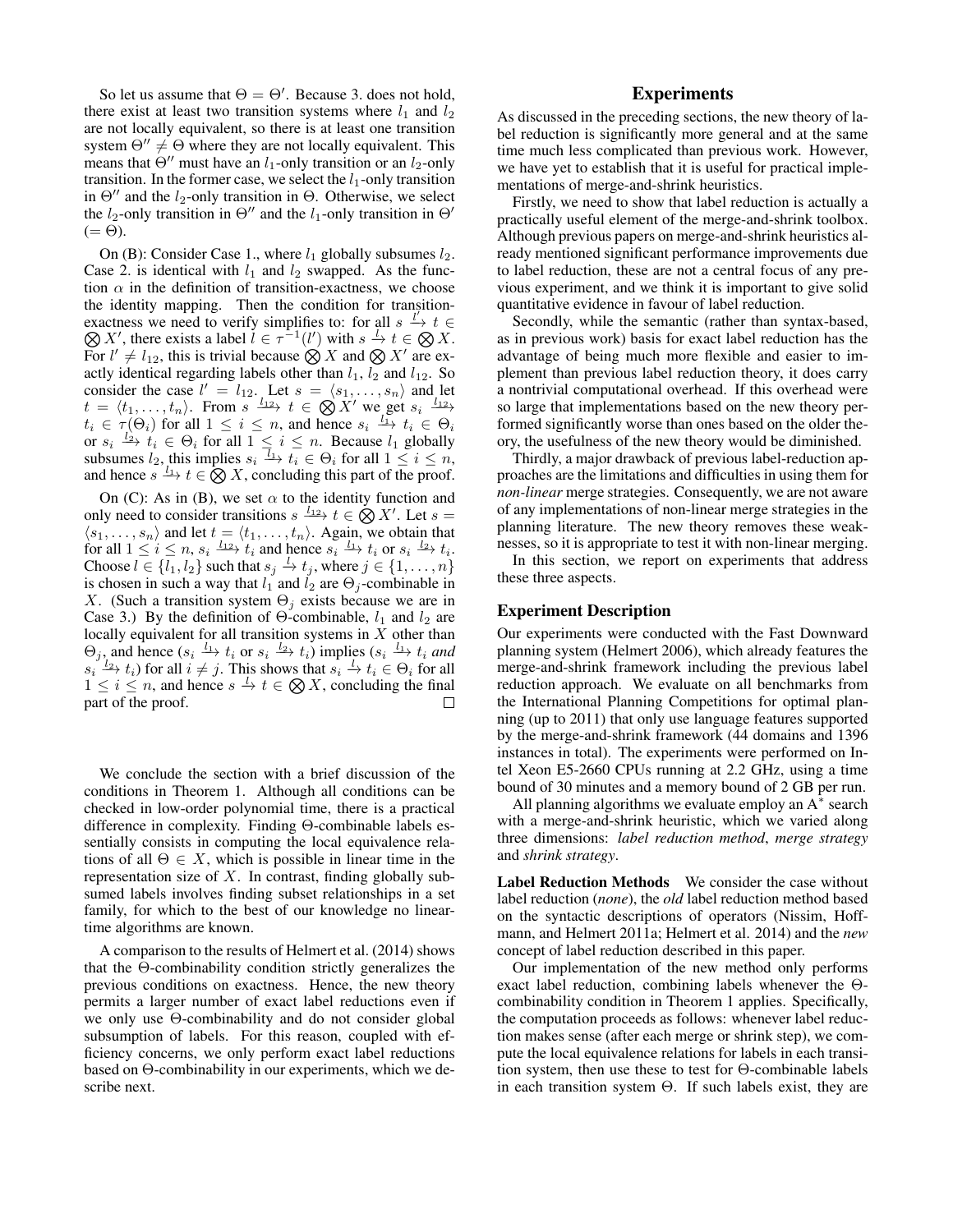So let us assume that $\Theta = \Theta'$. Because 3. does not hold, there exist at least two transition systems where $l_1$ and $l_2$ are not locally equivalent, so there is at least one transition system $\Theta'' \neq \Theta$ where they are not locally equivalent. This means that $\Theta''$ must have an $l_1$-only transition or an $l_2$-only transition. In the former case, we select the $l_1$-only transition in $\Theta''$ and the $l_2$-only transition in $\Theta$. Otherwise, we select the $l_2$-only transition in $\Theta''$ and the $l_1$-only transition in $\Theta'$ $(= \Theta)$.

On (B): Consider Case 1., where $l_1$ globally subsumes $l_2$. Case 2. is identical with $l_1$ and $l_2$ swapped. As the function $\alpha$ in the definition of transition-exactness, we choose the identity mapping. Then the condition for transition-exactness we need to verify simplifies to: for all $s \xrightarrow{l'} t \in \bigotimes X'$, there exists a label $l \in \tau^{-1}(l')$ with $s \xrightarrow{l} t \in \bigotimes X$. For $l' \neq l_{12}$, this is trivial because $\bigotimes X$ and $\bigotimes X'$ are exactly identical regarding labels other than $l_1$, $l_2$ and $l_{12}$. So consider the case $l' = l_{12}$. Let $s = \langle s_1, \dots, s_n \rangle$ and let $t = \langle t_1, \dots, t_n \rangle$. From $s \xrightarrow{l_{12}} t \in \bigotimes X'$ we get $s_i \xrightarrow{l_{12}} t_i \in \tau(\Theta_i)$ for all $1 \leq i \leq n$, and hence $s_i \xrightarrow{l_1} t_i \in \Theta_i$ or $s_i \xrightarrow{l_2} t_i \in \Theta_i$ for all $1 \leq i \leq n$. Because $l_1$ globally subsumes $l_2$, this implies $s_i \xrightarrow{l_1} t_i \in \Theta_i$ for all $1 \leq i \leq n$, and hence $s \xrightarrow{l_1} t \in \bigotimes X$, concluding this part of the proof.

On (C): As in (B), we set $\alpha$ to the identity function and only need to consider transitions $s \xrightarrow{l_{12}} t \in \bigotimes X'$. Let $s = \langle s_1, \dots, s_n \rangle$ and let $t = \langle t_1, \dots, t_n \rangle$. Again, we obtain that for all $1 \leq i \leq n$, $s_i \xrightarrow{l_{12}} t_i$ and hence $s_i \xrightarrow{l_1} t_i$ or $s_i \xrightarrow{l_2} t_i$. Choose $l \in \{l_1, l_2\}$ such that $s_j \xrightarrow{l} t_j$, where $j \in \{1, \dots, n\}$ is chosen in such a way that $l_1$ and $l_2$ are $\Theta_j$-combinable in $X$. (Such a transition system $\Theta_j$ exists because we are in Case 3.) By the definition of $\Theta$-combinable, $l_1$ and $l_2$ are locally equivalent for all transition systems in $X$ other than $\Theta_j$, and hence ($s_i \xrightarrow{l_1} t_i$ or $s_i \xrightarrow{l_2} t_i$) implies ($s_i \xrightarrow{l_1} t_i$ *and* $s_i \xrightarrow{l_2} t_i$) for all $i \neq j$. This shows that $s_i \xrightarrow{l} t_i \in \Theta_i$ for all $1 \leq i \leq n$, and hence $s \xrightarrow{l} t \in \bigotimes X$, concluding the final part of the proof. □

We conclude the section with a brief discussion of the conditions in Theorem 1. Although all conditions can be checked in low-order polynomial time, there is a practical difference in complexity. Finding $\Theta$-combinable labels essentially consists in computing the local equivalence relations of all $\Theta \in X$, which is possible in linear time in the representation size of $X$. In contrast, finding globally subsumed labels involves finding subset relationships in a set family, for which to the best of our knowledge no linear-time algorithms are known.

A comparison to the results of Helmert et al. (2014) shows that the $\Theta$-combinability condition strictly generalizes the previous conditions on exactness. Hence, the new theory permits a larger number of exact label reductions even if we only use $\Theta$-combinability and do not consider global subsumption of labels. For this reason, coupled with efficiency concerns, we only perform exact label reductions based on $\Theta$-combinability in our experiments, which we describe next.

# Experiments

As discussed in the preceding sections, the new theory of label reduction is significantly more general and at the same time much less complicated than previous work. However, we have yet to establish that it is useful for practical implementations of merge-and-shrink heuristics.

Firstly, we need to show that label reduction is actually a practically useful element of the merge-and-shrink toolbox. Although previous papers on merge-and-shrink heuristics already mentioned significant performance improvements due to label reduction, these are not a central focus of any previous experiment, and we think it is important to give solid quantitative evidence in favour of label reduction.

Secondly, while the semantic (rather than syntax-based, as in previous work) basis for exact label reduction has the advantage of being much more flexible and easier to implement than previous label reduction theory, it does carry a nontrivial computational overhead. If this overhead were so large that implementations based on the new theory performed significantly worse than ones based on the older theory, the usefulness of the new theory would be diminished.

Thirdly, a major drawback of previous label-reduction approaches are the limitations and difficulties in using them for *non-linear* merge strategies. Consequently, we are not aware of any implementations of non-linear merge strategies in the planning literature. The new theory removes these weaknesses, so it is appropriate to test it with non-linear merging.

In this section, we report on experiments that address these three aspects.

## Experiment Description

Our experiments were conducted with the Fast Downward planning system (Helmert 2006), which already features the merge-and-shrink framework including the previous label reduction approach. We evaluate on all benchmarks from the International Planning Competitions for optimal planning (up to 2011) that only use language features supported by the merge-and-shrink framework (44 domains and 1396 instances in total). The experiments were performed on Intel Xeon E5-2660 CPUs running at 2.2 GHz, using a time bound of 30 minutes and a memory bound of 2 GB per run.

All planning algorithms we evaluate employ an A* search with a merge-and-shrink heuristic, which we varied along three dimensions: *label reduction method*, *merge strategy* and *shrink strategy*.

**Label Reduction Methods** We consider the case without label reduction (*none*), the *old* label reduction method based on the syntactic descriptions of operators (Nissim, Hoffmann, and Helmert 2011a; Helmert et al. 2014) and the *new* concept of label reduction described in this paper.

Our implementation of the new method only performs exact label reduction, combining labels whenever the $\Theta$-combinability condition in Theorem 1 applies. Specifically, the computation proceeds as follows: whenever label reduction makes sense (after each merge or shrink step), we compute the local equivalence relations for labels in each transition system, then use these to test for $\Theta$-combinable labels in each transition system $\Theta$. If such labels exist, they are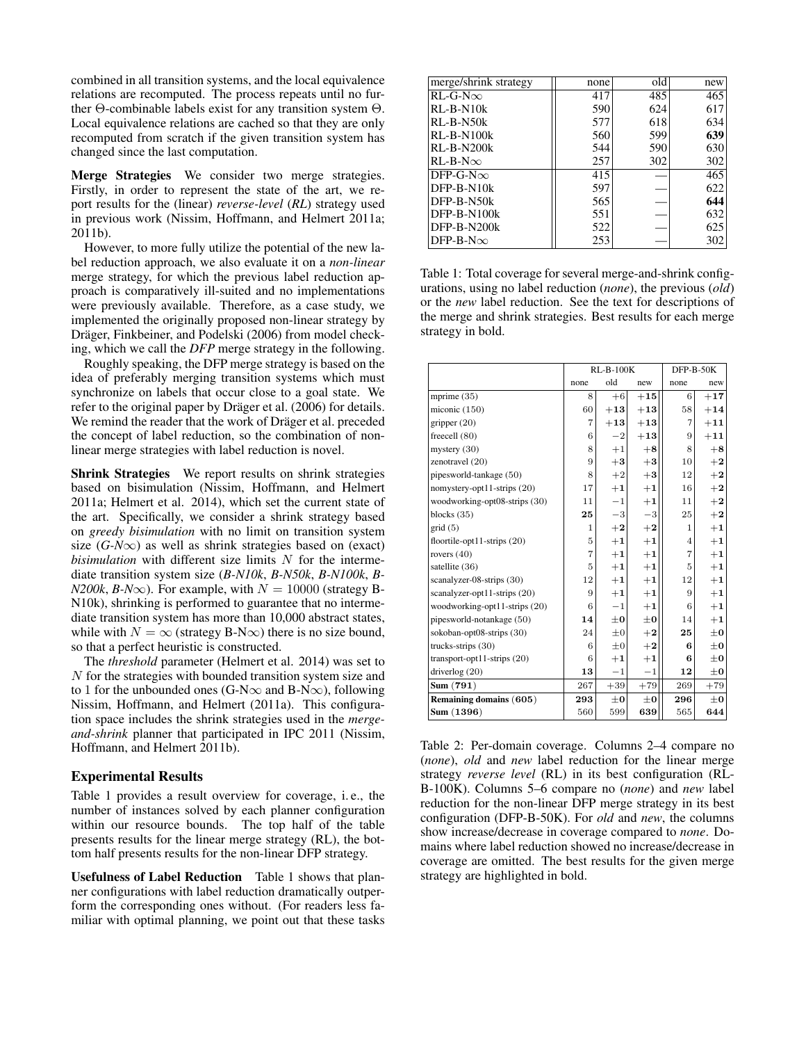combined in all transition systems, and the local equivalence relations are recomputed. The process repeats until no further Θ-combinable labels exist for any transition system Θ. Local equivalence relations are cached so that they are only recomputed from scratch if the given transition system has changed since the last computation.

**Merge Strategies** We consider two merge strategies. Firstly, in order to represent the state of the art, we report results for the (linear) *reverse-level* (*RL*) strategy used in previous work (Nissim, Hoffmann, and Helmert 2011a; 2011b).

However, to more fully utilize the potential of the new label reduction approach, we also evaluate it on a *non-linear* merge strategy, for which the previous label reduction approach is comparatively ill-suited and no implementations were previously available. Therefore, as a case study, we implemented the originally proposed non-linear strategy by Dräger, Finkbeiner, and Podelski (2006) from model checking, which we call the *DFP* merge strategy in the following.

Roughly speaking, the DFP merge strategy is based on the idea of preferably merging transition systems which must synchronize on labels that occur close to a goal state. We refer to the original paper by Dräger et al. (2006) for details. We remind the reader that the work of Dräger et al. preceded the concept of label reduction, so the combination of non-linear merge strategies with label reduction is novel.

**Shrink Strategies** We report results on shrink strategies based on bisimulation (Nissim, Hoffmann, and Helmert 2011a; Helmert et al. 2014), which set the current state of the art. Specifically, we consider a shrink strategy based on *greedy bisimulation* with no limit on transition system size (*G-N∞*) as well as shrink strategies based on (exact) *bisimulation* with different size limits $N$ for the intermediate transition system size (*B-N10k*, *B-N50k*, *B-N100k*, *B-N200k*, *B-N∞*). For example, with $N = 10000$ (strategy B-N10k), shrinking is performed to guarantee that no intermediate transition system has more than 10,000 abstract states, while with $N = \infty$ (strategy B-N∞) there is no size bound, so that a perfect heuristic is constructed.

The *threshold* parameter (Helmert et al. 2014) was set to $N$ for the strategies with bounded transition system size and to 1 for the unbounded ones (G-N∞ and B-N∞), following Nissim, Hoffmann, and Helmert (2011a). This configuration space includes the shrink strategies used in the *merge-and-shrink* planner that participated in IPC 2011 (Nissim, Hoffmann, and Helmert 2011b).

## Experimental Results

Table 1 provides a result overview for coverage, i. e., the number of instances solved by each planner configuration within our resource bounds. The top half of the table presents results for the linear merge strategy (RL), the bottom half presents results for the non-linear DFP strategy.

**Usefulness of Label Reduction** Table 1 shows that planner configurations with label reduction dramatically outperform the corresponding ones without. (For readers less familiar with optimal planning, we point out that these tasks

| merge/shrink strategy | none | old | new |
|---|---|---|---|
| RL-G-N∞ | 417 | 485 | 465 |
| RL-B-N10k | 590 | 624 | 617 |
| RL-B-N50k | 577 | 618 | 634 |
| RL-B-N100k | 560 | 599 | **639** |
| RL-B-N200k | 544 | 590 | 630 |
| RL-B-N∞ | 257 | 302 | 302 |
| DFP-G-N∞ | 415 | — | 465 |
| DFP-B-N10k | 597 | — | 622 |
| DFP-B-N50k | 565 | — | **644** |
| DFP-B-N100k | 551 | — | 632 |
| DFP-B-N200k | 522 | — | 625 |
| DFP-B-N∞ | 253 | — | 302 |

Table 1: Total coverage for several merge-and-shrink configurations, using no label reduction (*none*), the previous (*old*) or the *new* label reduction. See the text for descriptions of the merge and shrink strategies. Best results for each merge strategy in bold.

| | RL-B-100K | | | DFP-B-50K | |
|---|---|---|---|---|---|
| | none | old | new | none | new |
| mprime (35) | 8 | +6 | **+15** | 6 | **+17** |
| miconic (150) | 60 | **+13** | **+13** | 58 | **+14** |
| gripper (20) | 7 | **+13** | **+13** | 7 | **+11** |
| freecell (80) | 6 | −2 | **+13** | 9 | **+11** |
| mystery (30) | 8 | +1 | **+8** | 8 | **+8** |
| zenotravel (20) | 9 | **+3** | **+3** | 10 | **+2** |
| pipesworld-tankage (50) | 8 | +2 | **+3** | 12 | **+2** |
| nomystery-opt11-strips (20) | 17 | **+1** | **+1** | 16 | **+2** |
| woodworking-opt08-strips (30) | 11 | −1 | **+1** | 11 | **+2** |
| blocks (35) | **25** | −3 | −3 | 25 | **+2** |
| grid (5) | 1 | **+2** | **+2** | 1 | **+1** |
| floortile-opt11-strips (20) | 5 | **+1** | **+1** | 4 | **+1** |
| rovers (40) | 7 | **+1** | **+1** | 7 | **+1** |
| satellite (36) | 5 | **+1** | **+1** | 5 | **+1** |
| scanalyzer-08-strips (30) | 12 | **+1** | **+1** | 12 | **+1** |
| scanalyzer-opt11-strips (20) | 9 | **+1** | **+1** | 9 | **+1** |
| woodworking-opt11-strips (20) | 6 | −1 | **+1** | 6 | **+1** |
| pipesworld-notankage (50) | **14** | **±0** | **±0** | 14 | **+1** |
| sokoban-opt08-strips (30) | 24 | ±0 | **+2** | **25** | **±0** |
| trucks-strips (30) | 6 | ±0 | **+2** | **6** | **±0** |
| transport-opt11-strips (20) | 6 | **+1** | **+1** | **6** | **±0** |
| driverlog (20) | **13** | −1 | −1 | **12** | **±0** |
| **Sum (791)** | 267 | +39 | **+79** | 269 | **+79** |
| **Remaining domains (605)** | **293** | **±0** | **±0** | **296** | **±0** |
| **Sum (1396)** | 560 | 599 | **639** | 565 | **644** |

Table 2: Per-domain coverage. Columns 2–4 compare no (*none*), *old* and *new* label reduction for the linear merge strategy *reverse level* (RL) in its best configuration (RL-B-100K). Columns 5–6 compare no (*none*) and *new* label reduction for the non-linear DFP merge strategy in its best configuration (DFP-B-50K). For *old* and *new*, the columns show increase/decrease in coverage compared to *none*. Domains where label reduction showed no increase/decrease in coverage are omitted. The best results for the given merge strategy are highlighted in bold.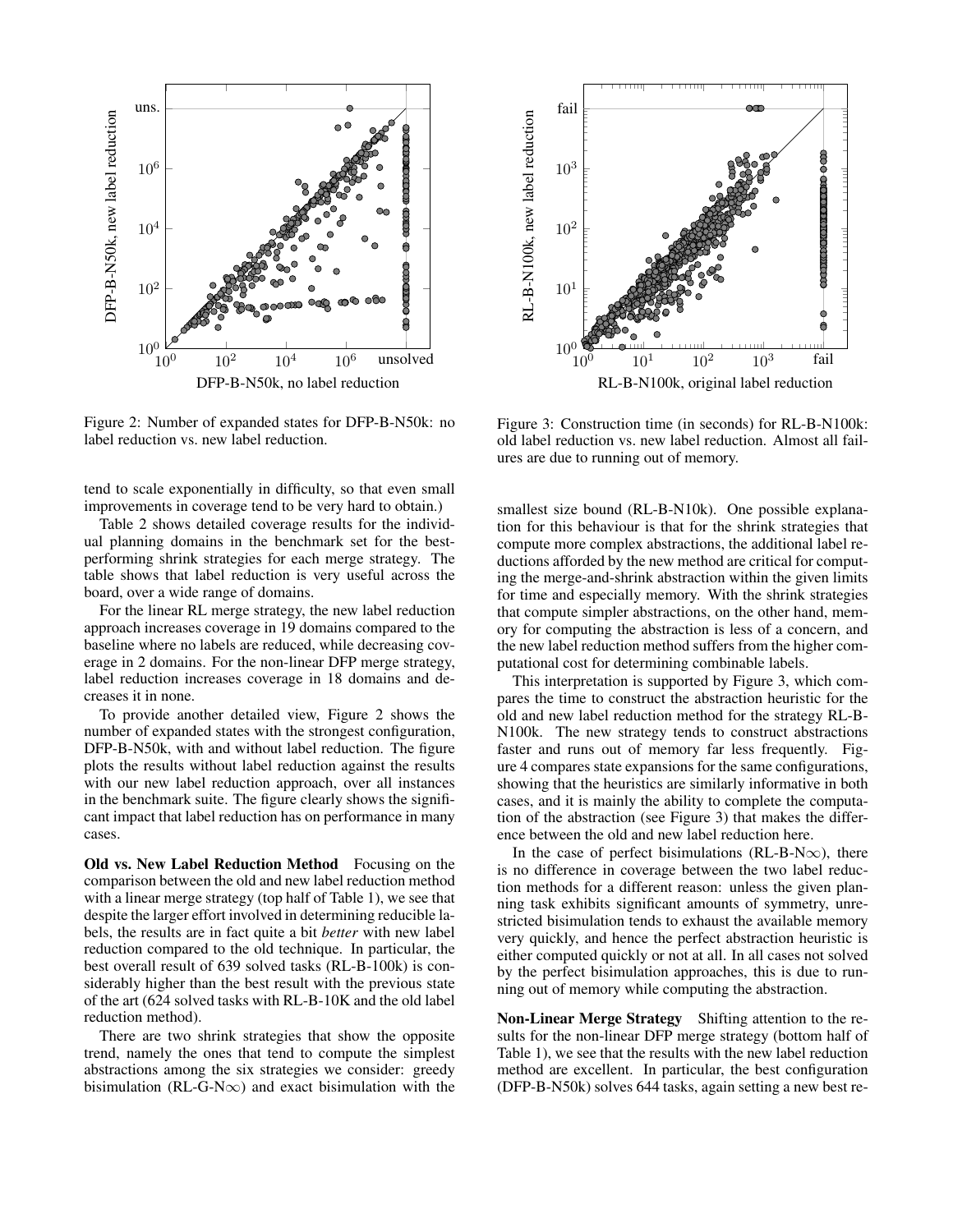Figure 2: Number of expanded states for DFP-B-N50k: no label reduction vs. new label reduction.

Figure 3: Construction time (in seconds) for RL-B-N100k: old label reduction vs. new label reduction. Almost all failures are due to running out of memory.

tend to scale exponentially in difficulty, so that even small improvements in coverage tend to be very hard to obtain.)

Table 2 shows detailed coverage results for the individual planning domains in the benchmark set for the best-performing shrink strategies for each merge strategy. The table shows that label reduction is very useful across the board, over a wide range of domains.

For the linear RL merge strategy, the new label reduction approach increases coverage in 19 domains compared to the baseline where no labels are reduced, while decreasing coverage in 2 domains. For the non-linear DFP merge strategy, label reduction increases coverage in 18 domains and decreases it in none.

To provide another detailed view, Figure 2 shows the number of expanded states with the strongest configuration, DFP-B-N50k, with and without label reduction. The figure plots the results without label reduction against the results with our new label reduction approach, over all instances in the benchmark suite. The figure clearly shows the significant impact that label reduction has on performance in many cases.

**Old vs. New Label Reduction Method** Focusing on the comparison between the old and new label reduction method with a linear merge strategy (top half of Table 1), we see that despite the larger effort involved in determining reducible labels, the results are in fact quite a bit *better* with new label reduction compared to the old technique. In particular, the best overall result of 639 solved tasks (RL-B-100k) is considerably higher than the best result with the previous state of the art (624 solved tasks with RL-B-10K and the old label reduction method).

There are two shrink strategies that show the opposite trend, namely the ones that tend to compute the simplest abstractions among the six strategies we consider: greedy bisimulation (RL-G-N$\infty$) and exact bisimulation with the smallest size bound (RL-B-N10k). One possible explanation for this behaviour is that for the shrink strategies that compute more complex abstractions, the additional label reductions afforded by the new method are critical for computing the merge-and-shrink abstraction within the given limits for time and especially memory. With the shrink strategies that compute simpler abstractions, on the other hand, memory for computing the abstraction is less of a concern, and the new label reduction method suffers from the higher computational cost for determining combinable labels.

This interpretation is supported by Figure 3, which compares the time to construct the abstraction heuristic for the old and new label reduction method for the strategy RL-B-N100k. The new strategy tends to construct abstractions faster and runs out of memory far less frequently. Figure 4 compares state expansions for the same configurations, showing that the heuristics are similarly informative in both cases, and it is mainly the ability to complete the computation of the abstraction (see Figure 3) that makes the difference between the old and new label reduction here.

In the case of perfect bisimulations (RL-B-N$\infty$), there is no difference in coverage between the two label reduction methods for a different reason: unless the given planning task exhibits significant amounts of symmetry, unrestricted bisimulation tends to exhaust the available memory very quickly, and hence the perfect abstraction heuristic is either computed quickly or not at all. In all cases not solved by the perfect bisimulation approaches, this is due to running out of memory while computing the abstraction.

**Non-Linear Merge Strategy** Shifting attention to the results for the non-linear DFP merge strategy (bottom half of Table 1), we see that the results with the new label reduction method are excellent. In particular, the best configuration (DFP-B-N50k) solves 644 tasks, again setting a new best re-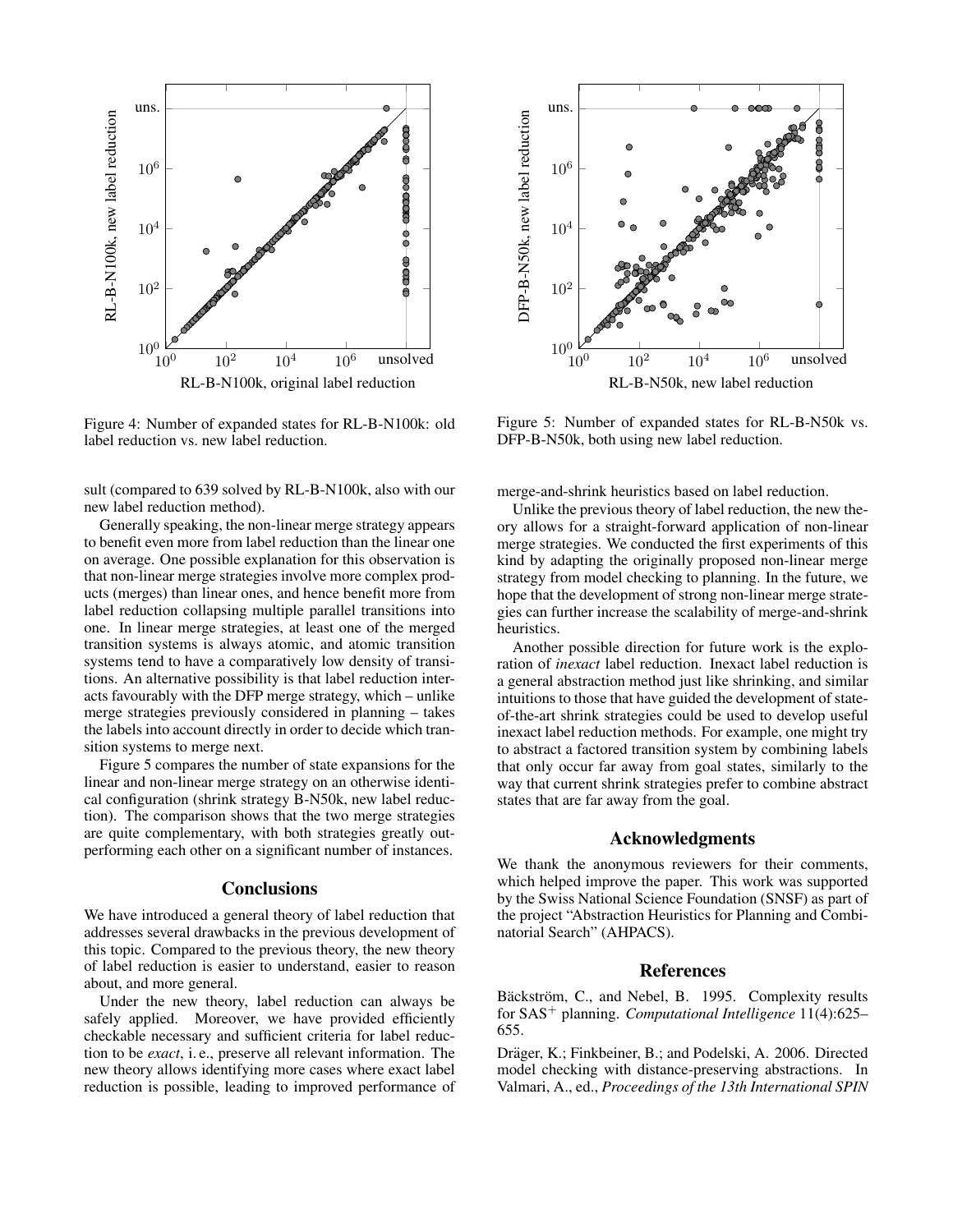Figure 4: Number of expanded states for RL-B-N100k: old label reduction vs. new label reduction.

Figure 5: Number of expanded states for RL-B-N50k vs. DFP-B-N50k, both using new label reduction.

sult (compared to 639 solved by RL-B-N100k, also with our new label reduction method).

Generally speaking, the non-linear merge strategy appears to benefit even more from label reduction than the linear one on average. One possible explanation for this observation is that non-linear merge strategies involve more complex products (merges) than linear ones, and hence benefit more from label reduction collapsing multiple parallel transitions into one. In linear merge strategies, at least one of the merged transition systems is always atomic, and atomic transition systems tend to have a comparatively low density of transitions. An alternative possibility is that label reduction interacts favourably with the DFP merge strategy, which – unlike merge strategies previously considered in planning – takes the labels into account directly in order to decide which transition systems to merge next.

Figure 5 compares the number of state expansions for the linear and non-linear merge strategy on an otherwise identical configuration (shrink strategy B-N50k, new label reduction). The comparison shows that the two merge strategies are quite complementary, with both strategies greatly outperforming each other on a significant number of instances.

## Conclusions

We have introduced a general theory of label reduction that addresses several drawbacks in the previous development of this topic. Compared to the previous theory, the new theory of label reduction is easier to understand, easier to reason about, and more general.

Under the new theory, label reduction can always be safely applied. Moreover, we have provided efficiently checkable necessary and sufficient criteria for label reduction to be *exact*, i. e., preserve all relevant information. The new theory allows identifying more cases where exact label reduction is possible, leading to improved performance of merge-and-shrink heuristics based on label reduction.

Unlike the previous theory of label reduction, the new theory allows for a straight-forward application of non-linear merge strategies. We conducted the first experiments of this kind by adapting the originally proposed non-linear merge strategy from model checking to planning. In the future, we hope that the development of strong non-linear merge strategies can further increase the scalability of merge-and-shrink heuristics.

Another possible direction for future work is the exploration of *inexact* label reduction. Inexact label reduction is a general abstraction method just like shrinking, and similar intuitions to those that have guided the development of state-of-the-art shrink strategies could be used to develop useful inexact label reduction methods. For example, one might try to abstract a factored transition system by combining labels that only occur far away from goal states, similarly to the way that current shrink strategies prefer to combine abstract states that are far away from the goal.

## Acknowledgments

We thank the anonymous reviewers for their comments, which helped improve the paper. This work was supported by the Swiss National Science Foundation (SNSF) as part of the project "Abstraction Heuristics for Planning and Combinatorial Search" (AHPACS).

## References

Bäckström, C., and Nebel, B. 1995. Complexity results for SAS$^+$ planning. *Computational Intelligence* 11(4):625–655.

Dräger, K.; Finkbeiner, B.; and Podelski, A. 2006. Directed model checking with distance-preserving abstractions. In Valmari, A., ed., *Proceedings of the 13th International SPIN*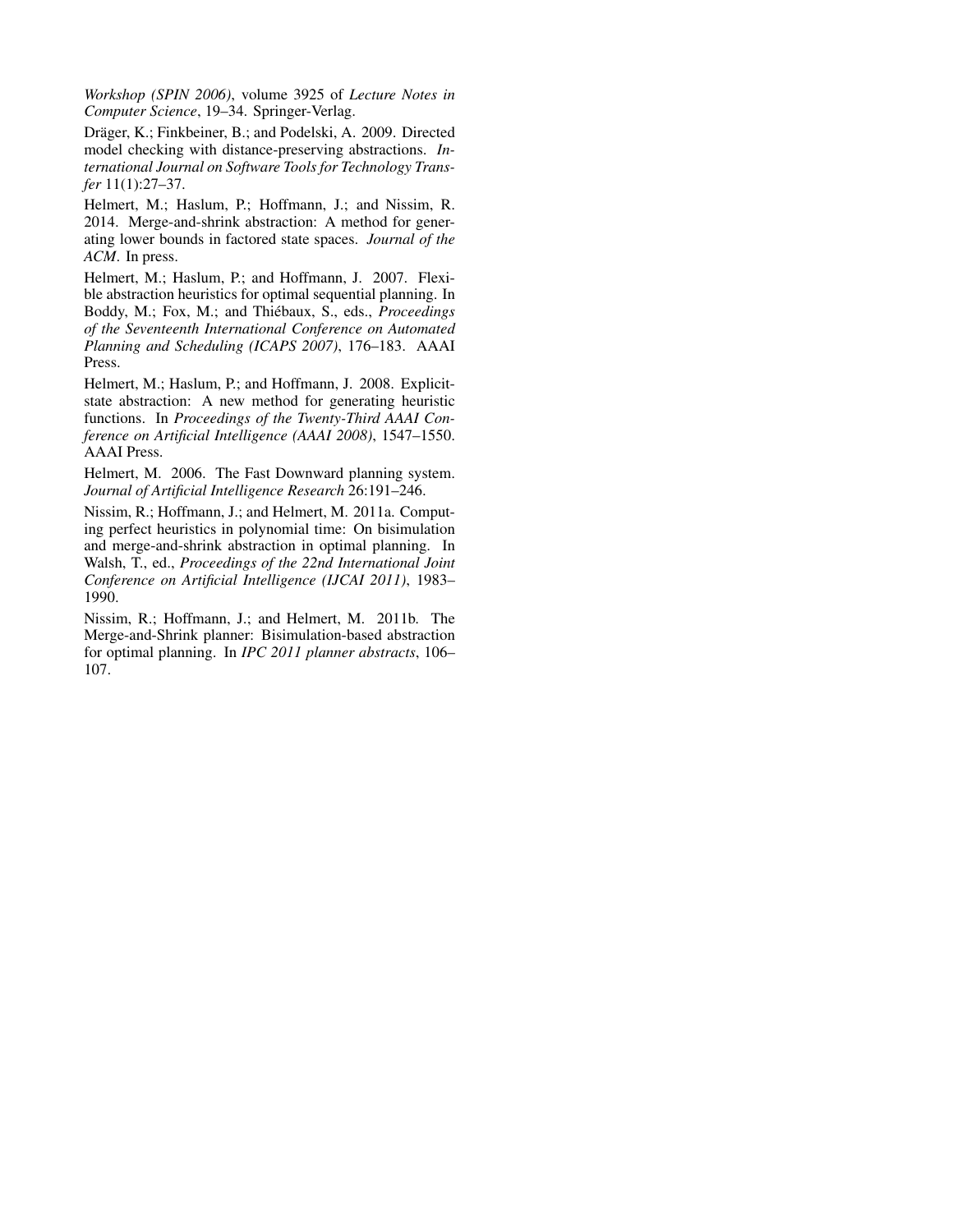*Workshop (SPIN 2006)*, volume 3925 of *Lecture Notes in Computer Science*, 19–34. Springer-Verlag.

Dräger, K.; Finkbeiner, B.; and Podelski, A. 2009. Directed model checking with distance-preserving abstractions. *International Journal on Software Tools for Technology Transfer* 11(1):27–37.

Helmert, M.; Haslum, P.; Hoffmann, J.; and Nissim, R. 2014. Merge-and-shrink abstraction: A method for generating lower bounds in factored state spaces. *Journal of the ACM*. In press.

Helmert, M.; Haslum, P.; and Hoffmann, J. 2007. Flexible abstraction heuristics for optimal sequential planning. In Boddy, M.; Fox, M.; and Thiébaux, S., eds., *Proceedings of the Seventeenth International Conference on Automated Planning and Scheduling (ICAPS 2007)*, 176–183. AAAI Press.

Helmert, M.; Haslum, P.; and Hoffmann, J. 2008. Explicit-state abstraction: A new method for generating heuristic functions. In *Proceedings of the Twenty-Third AAAI Conference on Artificial Intelligence (AAAI 2008)*, 1547–1550. AAAI Press.

Helmert, M. 2006. The Fast Downward planning system. *Journal of Artificial Intelligence Research* 26:191–246.

Nissim, R.; Hoffmann, J.; and Helmert, M. 2011a. Computing perfect heuristics in polynomial time: On bisimulation and merge-and-shrink abstraction in optimal planning. In Walsh, T., ed., *Proceedings of the 22nd International Joint Conference on Artificial Intelligence (IJCAI 2011)*, 1983–1990.

Nissim, R.; Hoffmann, J.; and Helmert, M. 2011b. The Merge-and-Shrink planner: Bisimulation-based abstraction for optimal planning. In *IPC 2011 planner abstracts*, 106–107.